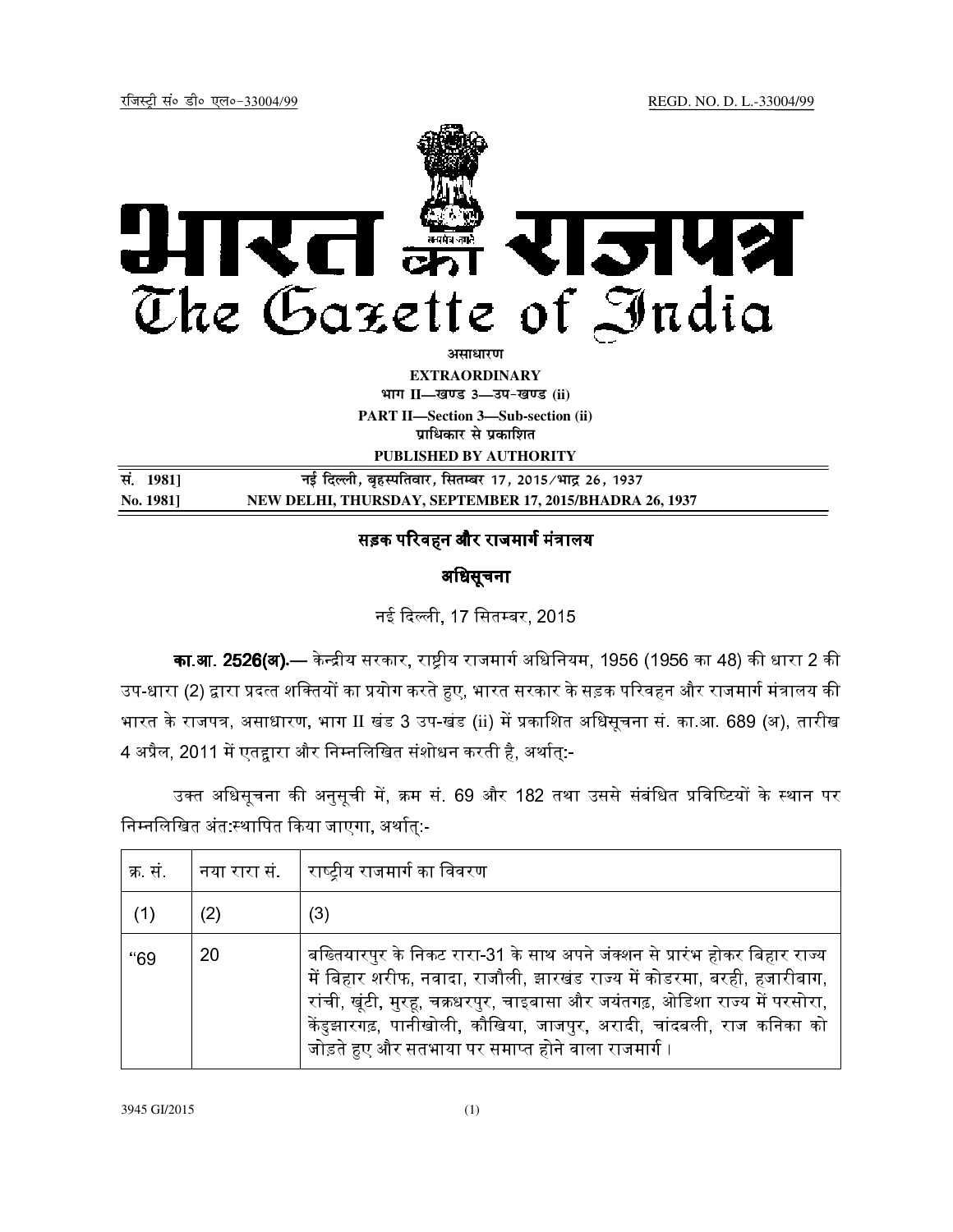रजिस्ट्री सं॰ डी॰ एल॰-33004/99 REGD. NO. D. L.-33004/99

# भारत का राजपत्र
# The Gazette of India

**असाधारण**

**EXTRAORDINARY**

**भाग II—खण्ड 3—उप-खण्ड (ii)**

**PART II—Section 3—Sub-section (ii)**

**प्राधिकार से प्रकाशित**

**PUBLISHED BY AUTHORITY**

**सं. 1981] नई दिल्ली, बृहस्पतिवार, सितम्बर 17, 2015/भाद्र 26, 1937**

**No. 1981] NEW DELHI, THURSDAY, SEPTEMBER 17, 2015/BHADRA 26, 1937**

## सड़क परिवहन और राजमार्ग मंत्रालय

## अधिसूचना

नई दिल्ली, 17 सितम्बर, 2015

**का.आ. 2526(अ).**— केन्द्रीय सरकार, राष्ट्रीय राजमार्ग अधिनियम, 1956 (1956 का 48) की धारा 2 की उप-धारा (2) द्वारा प्रदत्त शक्तियों का प्रयोग करते हुए, भारत सरकार के सड़क परिवहन और राजमार्ग मंत्रालय की भारत के राजपत्र, असाधारण, भाग II खंड 3 उप-खंड (ii) में प्रकाशित अधिसूचना सं. का.आ. 689 (अ), तारीख 4 अप्रैल, 2011 में एतद्वारा और निम्नलिखित संशोधन करती है, अर्थात्:-

उक्त अधिसूचना की अनुसूची में, क्रम सं. 69 और 182 तथा उससे संबंधित प्रविष्टियों के स्थान पर निम्नलिखित अंत:स्थापित किया जाएगा, अर्थात्:-

| क्र. सं. | नया रारा सं. | राष्ट्रीय राजमार्ग का विवरण |
|---|---|---|
| (1) | (2) | (3) |
| "69 | 20 | बख्तियारपुर के निकट रारा-31 के साथ अपने जंक्शन से प्रारंभ होकर बिहार राज्य में बिहार शरीफ, नवादा, राजौली, झारखंड राज्य में कोडरमा, बरही, हजारीबाग, रांची, खूंटी, मुरहू, चक्रधरपुर, चाइबासा और जयंतगढ़, ओडिशा राज्य में परसोरा, केंदुझारगढ़, पानीखोली, कौखिया, जाजपुर, अरादी, चांदबली, राज कनिका को जोड़ते हुए और सतभाया पर समाप्त होने वाला राजमार्ग। |

3945 GI/2015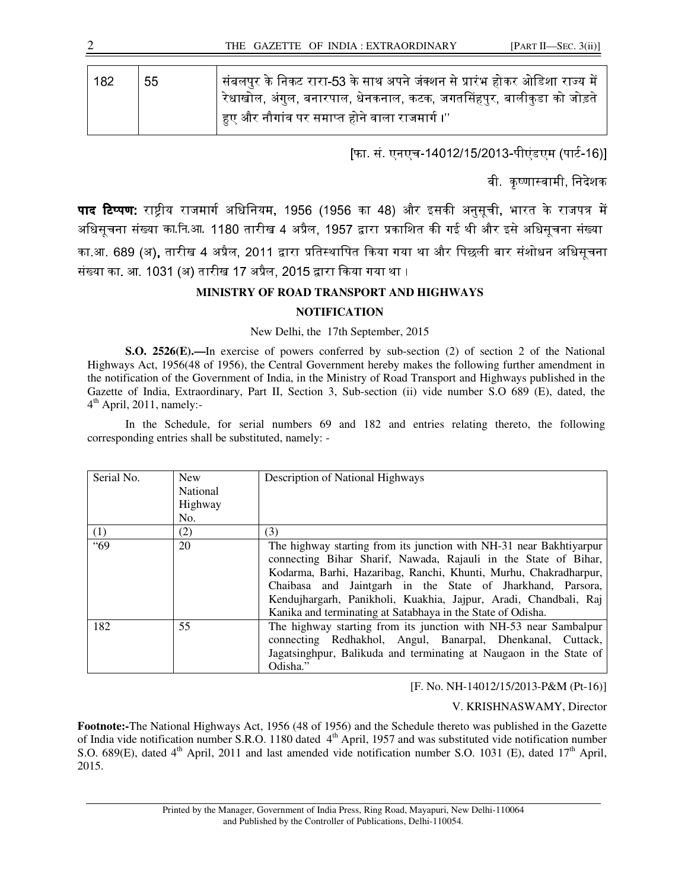| | | |
|---|---|---|
| 182 | 55 | संबलपुर के निकट रारा-53 के साथ अपने जंक्शन से प्रारंभ होकर ओडिशा राज्य में रेधाखोल, अंगुल, बनारपाल, धेनकनाल, कटक, जगतसिंहपुर, बालीकुडा को जोड़ते हुए और नौगांव पर समाप्त होने वाला राजमार्ग ।" |

[फा. सं. एनएच-14012/15/2013-पीएंडएम (पार्ट-16)]

बी. कृष्णास्वामी, निदेशक

**पाद टिप्पण:** राष्ट्रीय राजमार्ग अधिनियम, 1956 (1956 का 48) और इसकी अनुसूची, भारत के राजपत्र में अधिसूचना संख्या का.नि.आ. 1180 तारीख 4 अप्रैल, 1957 द्वारा प्रकाशित की गई थी और इसे अधिसूचना संख्या का.आ. 689 (अ), तारीख 4 अप्रैल, 2011 द्वारा प्रतिस्थापित किया गया था और पिछली बार संशोधन अधिसूचना संख्या का. आ. 1031 (अ) तारीख 17 अप्रैल, 2015 द्वारा किया गया था ।

## MINISTRY OF ROAD TRANSPORT AND HIGHWAYS

## NOTIFICATION

New Delhi, the 17th September, 2015

**S.O. 2526(E).—**In exercise of powers conferred by sub-section (2) of section 2 of the National Highways Act, 1956(48 of 1956), the Central Government hereby makes the following further amendment in the notification of the Government of India, in the Ministry of Road Transport and Highways published in the Gazette of India, Extraordinary, Part II, Section 3, Sub-section (ii) vide number S.O 689 (E), dated, the 4th April, 2011, namely:-

In the Schedule, for serial numbers 69 and 182 and entries relating thereto, the following corresponding entries shall be substituted, namely: -

| Serial No. | New National Highway No. | Description of National Highways |
|---|---|---|
| (1) | (2) | (3) |
| "69 | 20 | The highway starting from its junction with NH-31 near Bakhtiyarpur connecting Bihar Sharif, Nawada, Rajauli in the State of Bihar, Kodarma, Barhi, Hazaribag, Ranchi, Khunti, Murhu, Chakradharpur, Chaibasa and Jaintgarh in the State of Jharkhand, Parsora, Kendujhargarh, Panikholi, Kuakhia, Jajpur, Aradi, Chandbali, Raj Kanika and terminating at Satabhaya in the State of Odisha. |
| 182 | 55 | The highway starting from its junction with NH-53 near Sambalpur connecting Redhakhol, Angul, Banarpal, Dhenkanal, Cuttack, Jagatsinghpur, Balikuda and terminating at Naugaon in the State of Odisha." |

[F. No. NH-14012/15/2013-P&M (Pt-16)]

V. KRISHNASWAMY, Director

**Footnote:-**The National Highways Act, 1956 (48 of 1956) and the Schedule thereto was published in the Gazette of India vide notification number S.R.O. 1180 dated 4th April, 1957 and was substituted vide notification number S.O. 689(E), dated 4th April, 2011 and last amended vide notification number S.O. 1031 (E), dated 17th April, 2015.

Printed by the Manager, Government of India Press, Ring Road, Mayapuri, New Delhi-110064 and Published by the Controller of Publications, Delhi-110054.